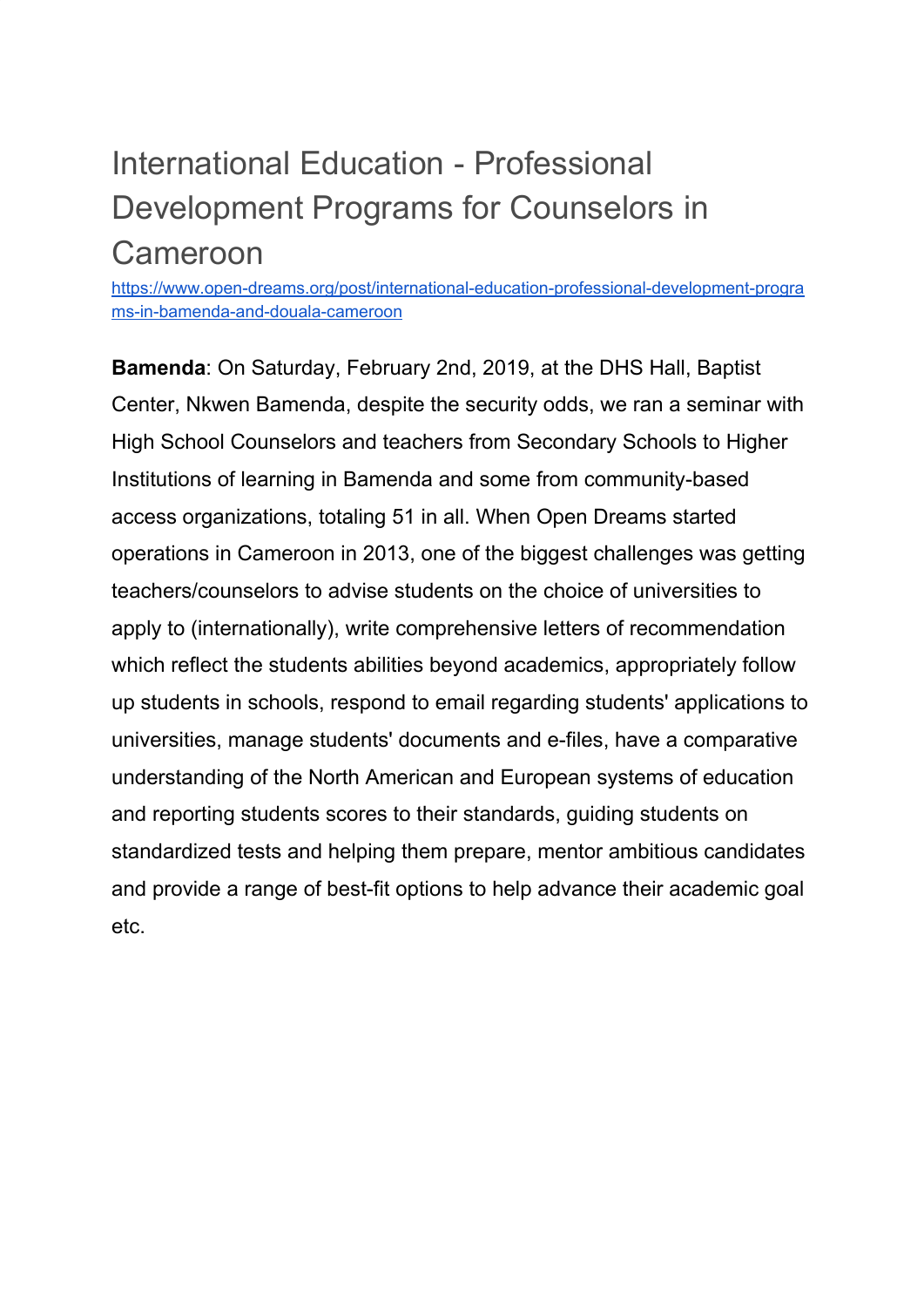# International Education - Professional Development Programs for Counselors in Cameroon

https://www.open-dreams.org/post/international-education-professional-development-programs-in-bamenda-and-douala-cameroon

**Bamenda**: On Saturday, February 2nd, 2019, at the DHS Hall, Baptist Center, Nkwen Bamenda, despite the security odds, we ran a seminar with High School Counselors and teachers from Secondary Schools to Higher Institutions of learning in Bamenda and some from community-based access organizations, totaling 51 in all. When Open Dreams started operations in Cameroon in 2013, one of the biggest challenges was getting teachers/counselors to advise students on the choice of universities to apply to (internationally), write comprehensive letters of recommendation which reflect the students abilities beyond academics, appropriately follow up students in schools, respond to email regarding students' applications to universities, manage students' documents and e-files, have a comparative understanding of the North American and European systems of education and reporting students scores to their standards, guiding students on standardized tests and helping them prepare, mentor ambitious candidates and provide a range of best-fit options to help advance their academic goal etc.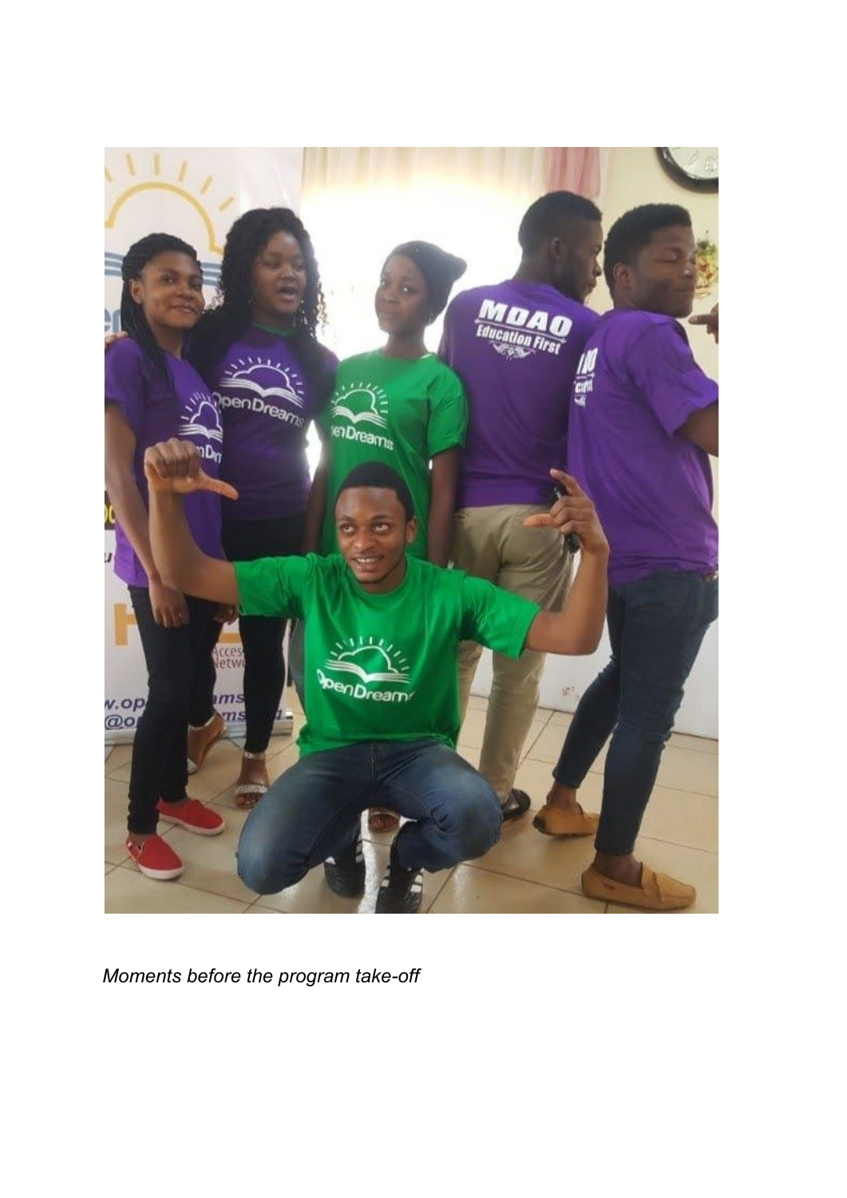*Moments before the program take-off*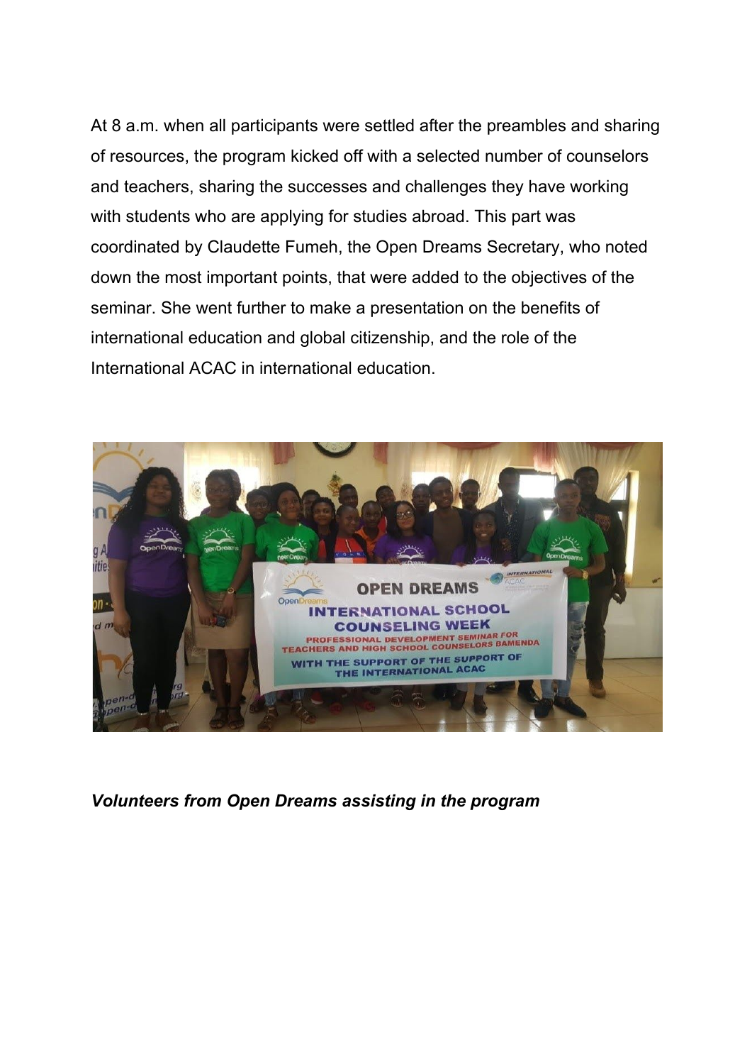At 8 a.m. when all participants were settled after the preambles and sharing of resources, the program kicked off with a selected number of counselors and teachers, sharing the successes and challenges they have working with students who are applying for studies abroad. This part was coordinated by Claudette Fumeh, the Open Dreams Secretary, who noted down the most important points, that were added to the objectives of the seminar. She went further to make a presentation on the benefits of international education and global citizenship, and the role of the International ACAC in international education.

***Volunteers from Open Dreams assisting in the program***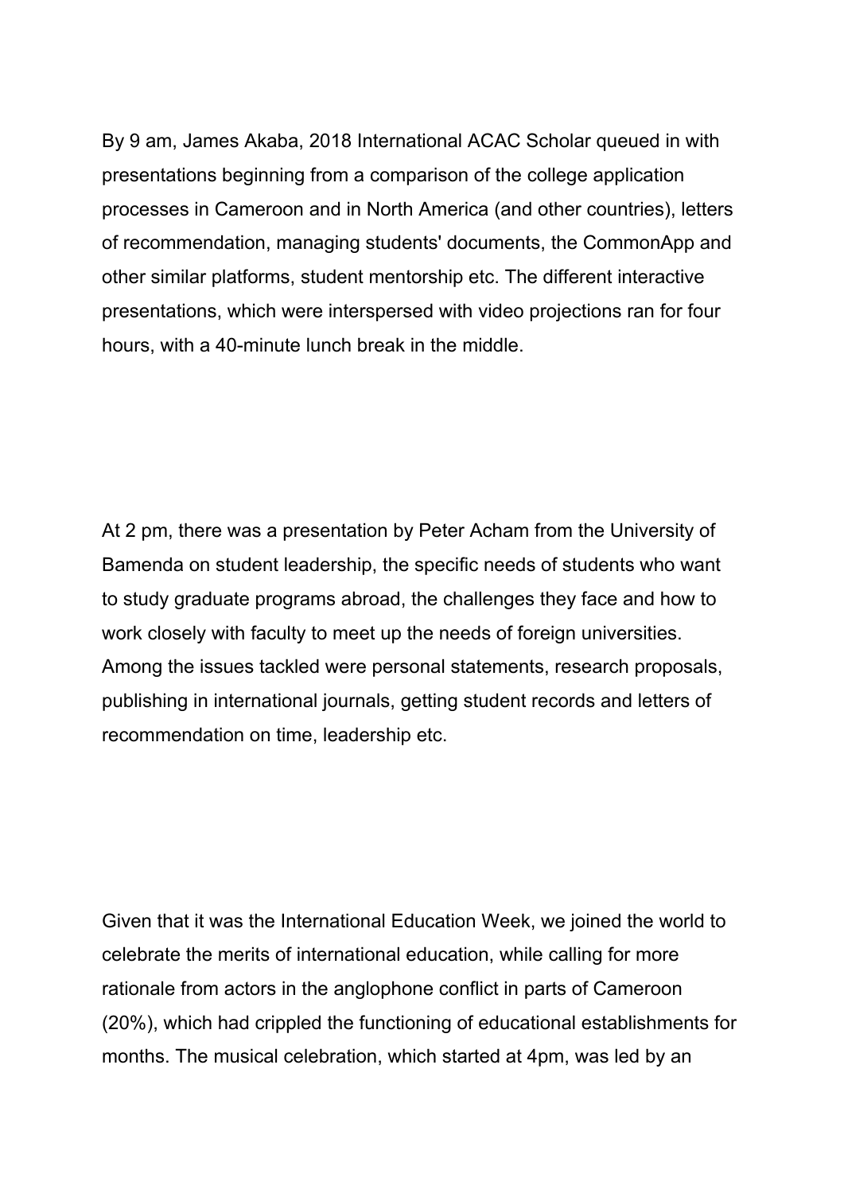By 9 am, James Akaba, 2018 International ACAC Scholar queued in with presentations beginning from a comparison of the college application processes in Cameroon and in North America (and other countries), letters of recommendation, managing students' documents, the CommonApp and other similar platforms, student mentorship etc. The different interactive presentations, which were interspersed with video projections ran for four hours, with a 40-minute lunch break in the middle.

At 2 pm, there was a presentation by Peter Acham from the University of Bamenda on student leadership, the specific needs of students who want to study graduate programs abroad, the challenges they face and how to work closely with faculty to meet up the needs of foreign universities. Among the issues tackled were personal statements, research proposals, publishing in international journals, getting student records and letters of recommendation on time, leadership etc.

Given that it was the International Education Week, we joined the world to celebrate the merits of international education, while calling for more rationale from actors in the anglophone conflict in parts of Cameroon (20%), which had crippled the functioning of educational establishments for months. The musical celebration, which started at 4pm, was led by an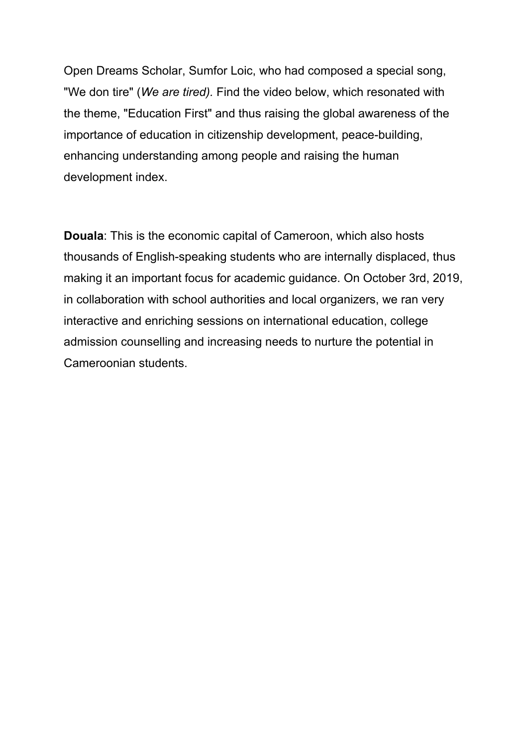Open Dreams Scholar, Sumfor Loic, who had composed a special song, "We don tire" (*We are tired).* Find the video below, which resonated with the theme, "Education First" and thus raising the global awareness of the importance of education in citizenship development, peace-building, enhancing understanding among people and raising the human development index.

**Douala**: This is the economic capital of Cameroon, which also hosts thousands of English-speaking students who are internally displaced, thus making it an important focus for academic guidance. On October 3rd, 2019, in collaboration with school authorities and local organizers, we ran very interactive and enriching sessions on international education, college admission counselling and increasing needs to nurture the potential in Cameroonian students.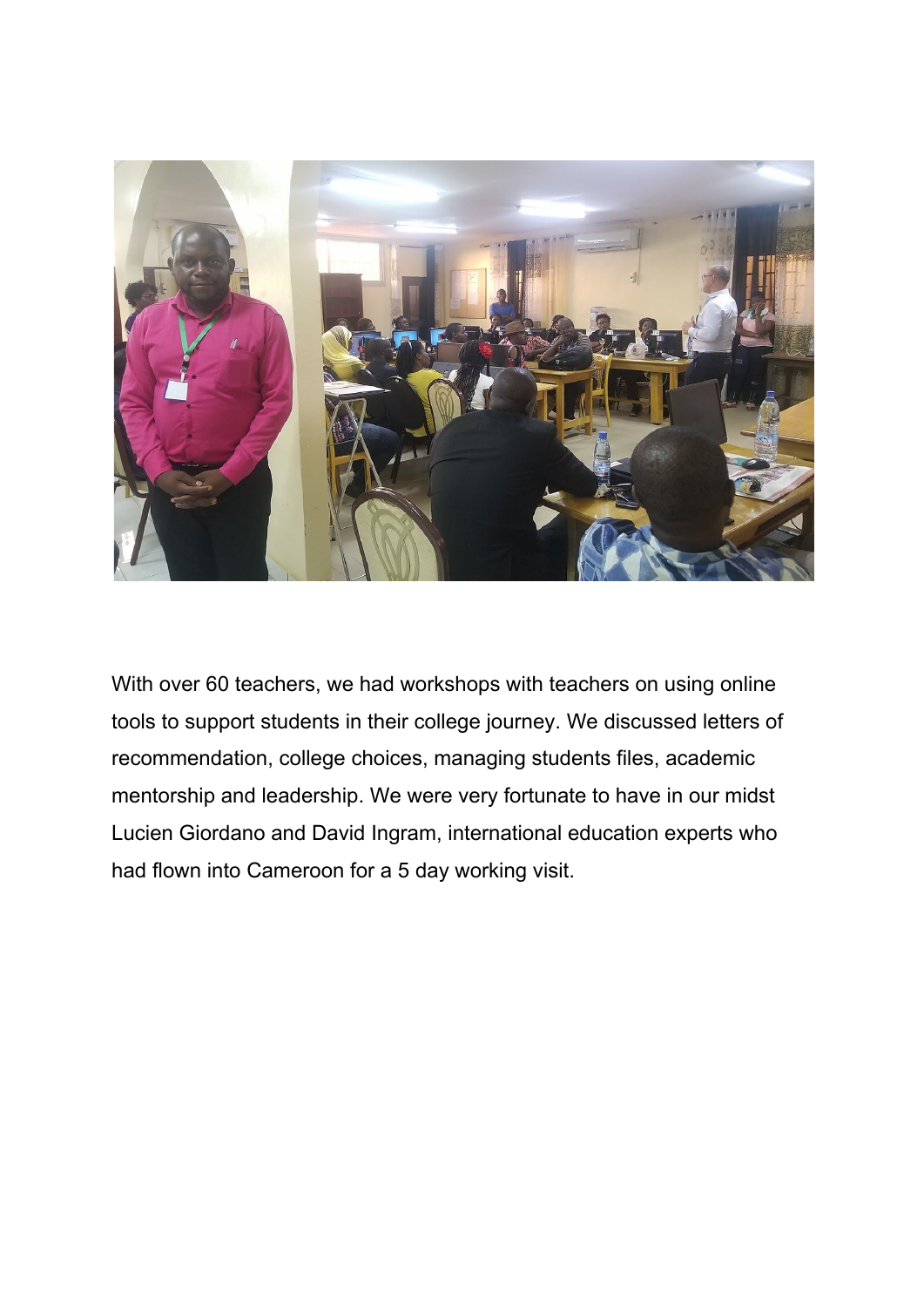With over 60 teachers, we had workshops with teachers on using online tools to support students in their college journey. We discussed letters of recommendation, college choices, managing students files, academic mentorship and leadership. We were very fortunate to have in our midst Lucien Giordano and David Ingram, international education experts who had flown into Cameroon for a 5 day working visit.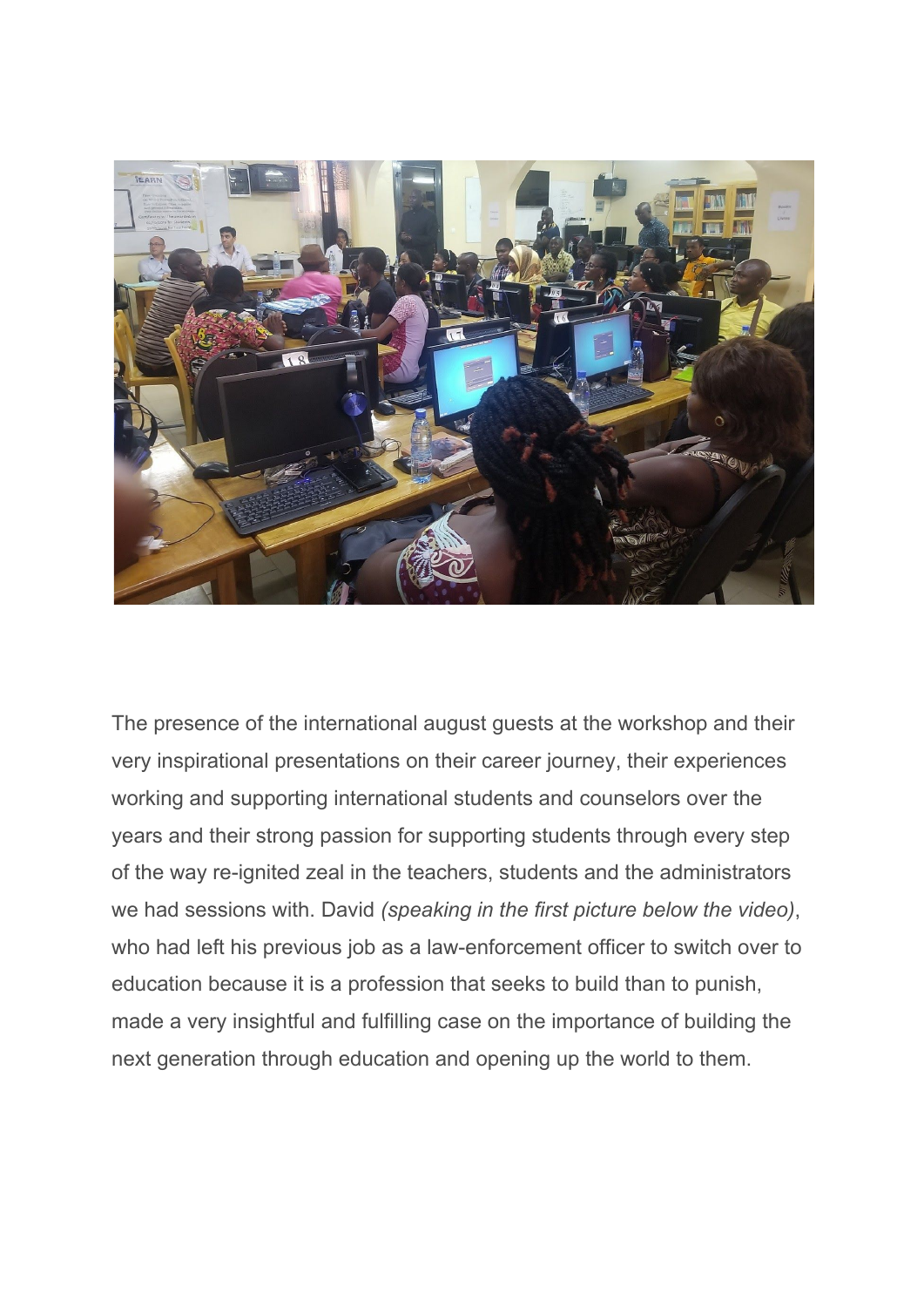The presence of the international august guests at the workshop and their very inspirational presentations on their career journey, their experiences working and supporting international students and counselors over the years and their strong passion for supporting students through every step of the way re-ignited zeal in the teachers, students and the administrators we had sessions with. David *(speaking in the first picture below the video)*, who had left his previous job as a law-enforcement officer to switch over to education because it is a profession that seeks to build than to punish, made a very insightful and fulfilling case on the importance of building the next generation through education and opening up the world to them.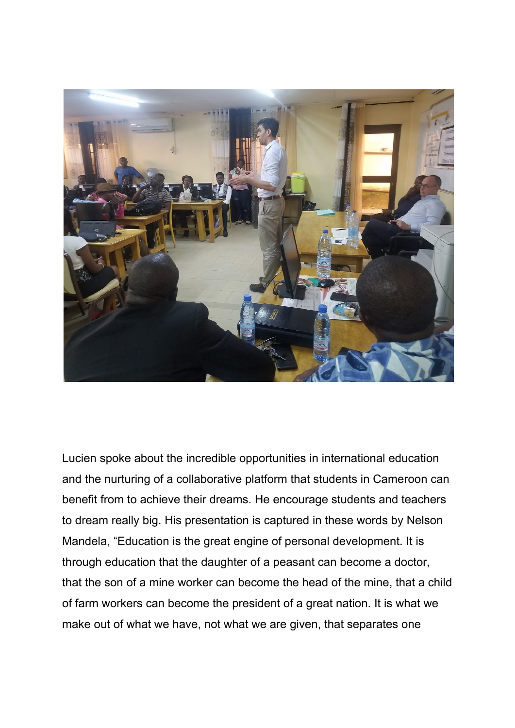Lucien spoke about the incredible opportunities in international education and the nurturing of a collaborative platform that students in Cameroon can benefit from to achieve their dreams. He encourage students and teachers to dream really big. His presentation is captured in these words by Nelson Mandela, “Education is the great engine of personal development. It is through education that the daughter of a peasant can become a doctor, that the son of a mine worker can become the head of the mine, that a child of farm workers can become the president of a great nation. It is what we make out of what we have, not what we are given, that separates one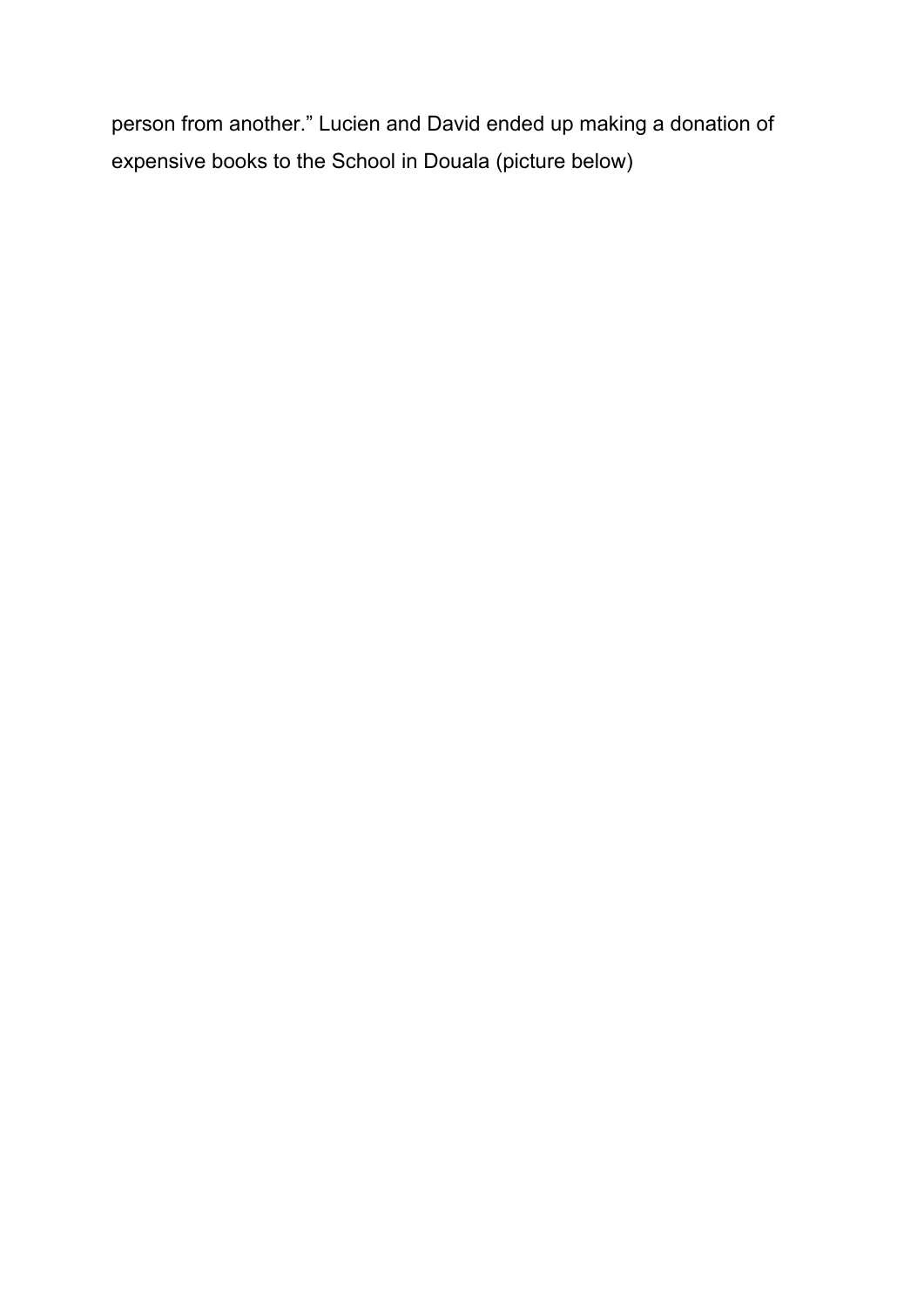person from another." Lucien and David ended up making a donation of expensive books to the School in Douala (picture below)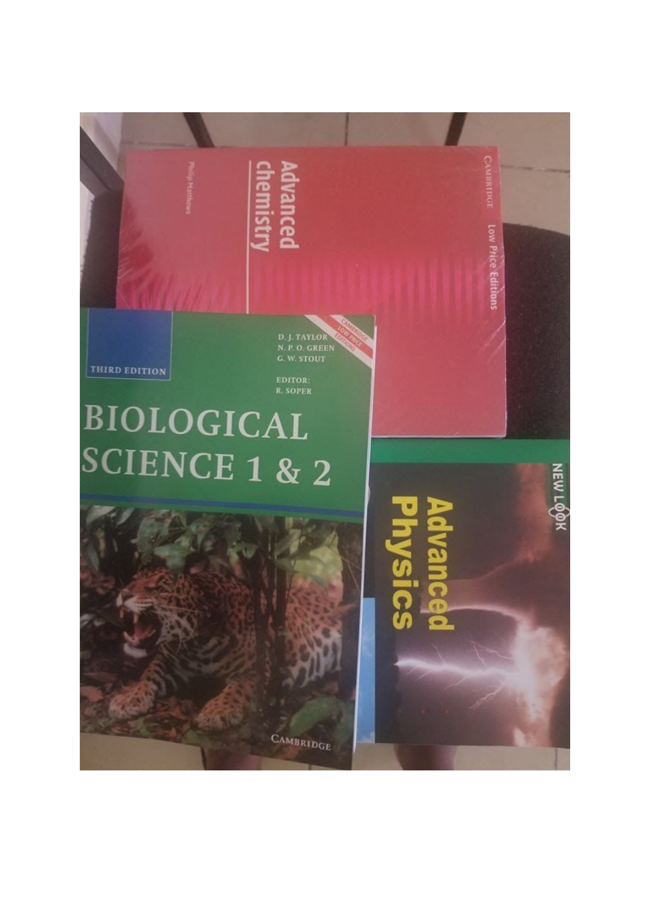Advanced chemistry

Philip Matthews

CAMBRIDGE Low Price Editions

THIRD EDITION

D. J. TAYLOR
N. P. O. GREEN
G. W. STOUT

EDITOR:
R. SOPER

CAMBRIDGE LOW PRICE EDITIONS

BIOLOGICAL SCIENCE 1 & 2

CAMBRIDGE

NEW LOOK

Advanced Physics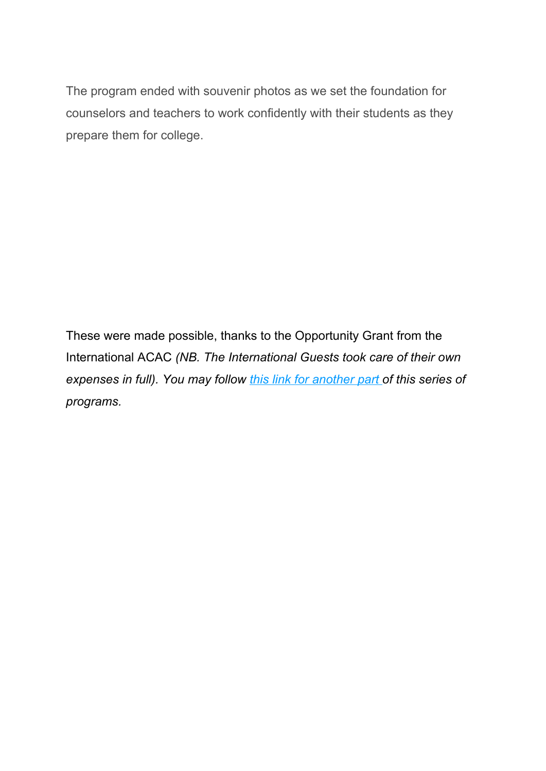The program ended with souvenir photos as we set the foundation for counselors and teachers to work confidently with their students as they prepare them for college.

These were made possible, thanks to the Opportunity Grant from the International ACAC *(NB. The International Guests took care of their own expenses in full). You may follow this link for another part of this series of programs.*